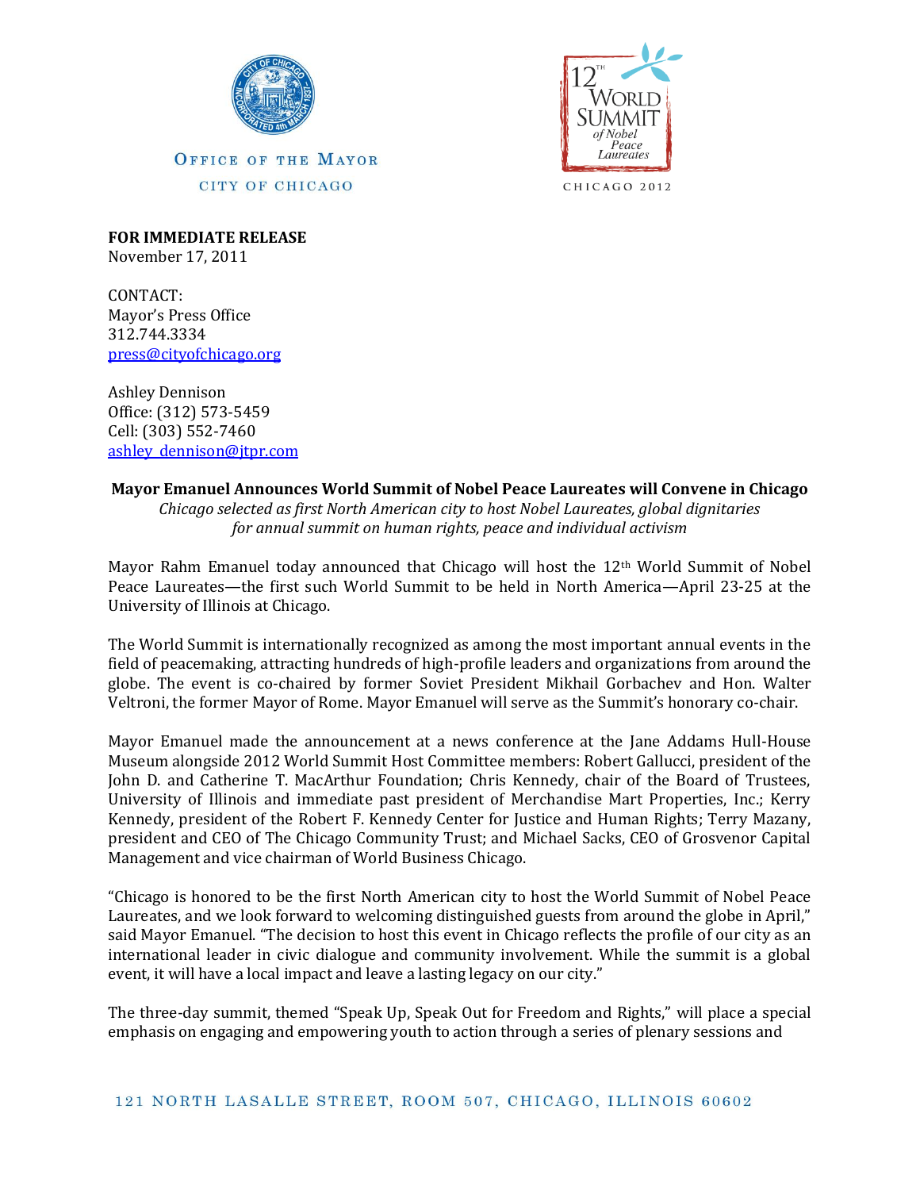OFFICE OF THE MAYOR

CITY OF CHICAGO

12TH WORLD SUMMIT of Nobel Peace Laureates

CHICAGO 2012

**FOR IMMEDIATE RELEASE**
November 17, 2011

CONTACT:
Mayor's Press Office
312.744.3334
press@cityofchicago.org

Ashley Dennison
Office: (312) 573-5459
Cell: (303) 552-7460
ashley_dennison@jtpr.com

**Mayor Emanuel Announces World Summit of Nobel Peace Laureates will Convene in Chicago**

*Chicago selected as first North American city to host Nobel Laureates, global dignitaries for annual summit on human rights, peace and individual activism*

Mayor Rahm Emanuel today announced that Chicago will host the 12th World Summit of Nobel Peace Laureates—the first such World Summit to be held in North America—April 23-25 at the University of Illinois at Chicago.

The World Summit is internationally recognized as among the most important annual events in the field of peacemaking, attracting hundreds of high-profile leaders and organizations from around the globe. The event is co-chaired by former Soviet President Mikhail Gorbachev and Hon. Walter Veltroni, the former Mayor of Rome. Mayor Emanuel will serve as the Summit's honorary co-chair.

Mayor Emanuel made the announcement at a news conference at the Jane Addams Hull-House Museum alongside 2012 World Summit Host Committee members: Robert Gallucci, president of the John D. and Catherine T. MacArthur Foundation; Chris Kennedy, chair of the Board of Trustees, University of Illinois and immediate past president of Merchandise Mart Properties, Inc.; Kerry Kennedy, president of the Robert F. Kennedy Center for Justice and Human Rights; Terry Mazany, president and CEO of The Chicago Community Trust; and Michael Sacks, CEO of Grosvenor Capital Management and vice chairman of World Business Chicago.

"Chicago is honored to be the first North American city to host the World Summit of Nobel Peace Laureates, and we look forward to welcoming distinguished guests from around the globe in April," said Mayor Emanuel. "The decision to host this event in Chicago reflects the profile of our city as an international leader in civic dialogue and community involvement. While the summit is a global event, it will have a local impact and leave a lasting legacy on our city."

The three-day summit, themed "Speak Up, Speak Out for Freedom and Rights," will place a special emphasis on engaging and empowering youth to action through a series of plenary sessions and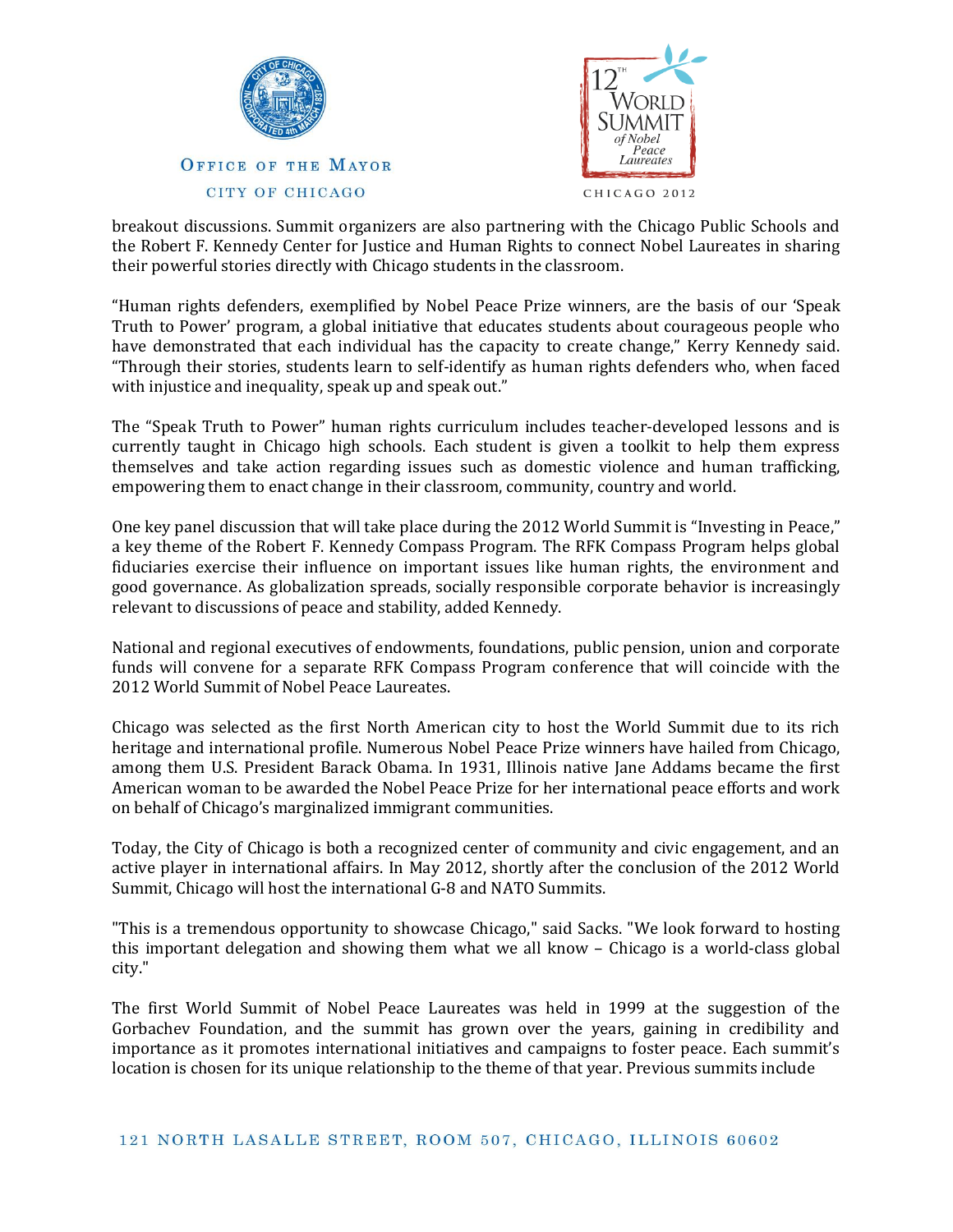breakout discussions. Summit organizers are also partnering with the Chicago Public Schools and the Robert F. Kennedy Center for Justice and Human Rights to connect Nobel Laureates in sharing their powerful stories directly with Chicago students in the classroom.

"Human rights defenders, exemplified by Nobel Peace Prize winners, are the basis of our 'Speak Truth to Power' program, a global initiative that educates students about courageous people who have demonstrated that each individual has the capacity to create change," Kerry Kennedy said. "Through their stories, students learn to self-identify as human rights defenders who, when faced with injustice and inequality, speak up and speak out."

The "Speak Truth to Power" human rights curriculum includes teacher-developed lessons and is currently taught in Chicago high schools. Each student is given a toolkit to help them express themselves and take action regarding issues such as domestic violence and human trafficking, empowering them to enact change in their classroom, community, country and world.

One key panel discussion that will take place during the 2012 World Summit is "Investing in Peace," a key theme of the Robert F. Kennedy Compass Program. The RFK Compass Program helps global fiduciaries exercise their influence on important issues like human rights, the environment and good governance. As globalization spreads, socially responsible corporate behavior is increasingly relevant to discussions of peace and stability, added Kennedy.

National and regional executives of endowments, foundations, public pension, union and corporate funds will convene for a separate RFK Compass Program conference that will coincide with the 2012 World Summit of Nobel Peace Laureates.

Chicago was selected as the first North American city to host the World Summit due to its rich heritage and international profile. Numerous Nobel Peace Prize winners have hailed from Chicago, among them U.S. President Barack Obama. In 1931, Illinois native Jane Addams became the first American woman to be awarded the Nobel Peace Prize for her international peace efforts and work on behalf of Chicago's marginalized immigrant communities.

Today, the City of Chicago is both a recognized center of community and civic engagement, and an active player in international affairs. In May 2012, shortly after the conclusion of the 2012 World Summit, Chicago will host the international G-8 and NATO Summits.

"This is a tremendous opportunity to showcase Chicago," said Sacks. "We look forward to hosting this important delegation and showing them what we all know – Chicago is a world-class global city."

The first World Summit of Nobel Peace Laureates was held in 1999 at the suggestion of the Gorbachev Foundation, and the summit has grown over the years, gaining in credibility and importance as it promotes international initiatives and campaigns to foster peace. Each summit's location is chosen for its unique relationship to the theme of that year. Previous summits include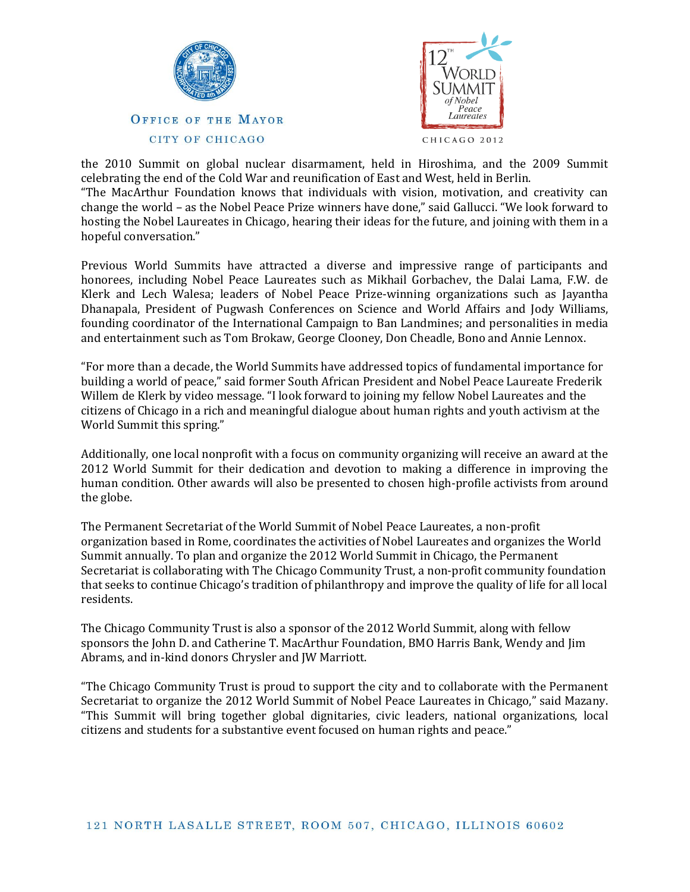the 2010 Summit on global nuclear disarmament, held in Hiroshima, and the 2009 Summit celebrating the end of the Cold War and reunification of East and West, held in Berlin.
"The MacArthur Foundation knows that individuals with vision, motivation, and creativity can change the world – as the Nobel Peace Prize winners have done," said Gallucci. "We look forward to hosting the Nobel Laureates in Chicago, hearing their ideas for the future, and joining with them in a hopeful conversation."

Previous World Summits have attracted a diverse and impressive range of participants and honorees, including Nobel Peace Laureates such as Mikhail Gorbachev, the Dalai Lama, F.W. de Klerk and Lech Walesa; leaders of Nobel Peace Prize-winning organizations such as Jayantha Dhanapala, President of Pugwash Conferences on Science and World Affairs and Jody Williams, founding coordinator of the International Campaign to Ban Landmines; and personalities in media and entertainment such as Tom Brokaw, George Clooney, Don Cheadle, Bono and Annie Lennox.

"For more than a decade, the World Summits have addressed topics of fundamental importance for building a world of peace," said former South African President and Nobel Peace Laureate Frederik Willem de Klerk by video message. "I look forward to joining my fellow Nobel Laureates and the citizens of Chicago in a rich and meaningful dialogue about human rights and youth activism at the World Summit this spring."

Additionally, one local nonprofit with a focus on community organizing will receive an award at the 2012 World Summit for their dedication and devotion to making a difference in improving the human condition. Other awards will also be presented to chosen high-profile activists from around the globe.

The Permanent Secretariat of the World Summit of Nobel Peace Laureates, a non-profit organization based in Rome, coordinates the activities of Nobel Laureates and organizes the World Summit annually. To plan and organize the 2012 World Summit in Chicago, the Permanent Secretariat is collaborating with The Chicago Community Trust, a non-profit community foundation that seeks to continue Chicago's tradition of philanthropy and improve the quality of life for all local residents.

The Chicago Community Trust is also a sponsor of the 2012 World Summit, along with fellow sponsors the John D. and Catherine T. MacArthur Foundation, BMO Harris Bank, Wendy and Jim Abrams, and in-kind donors Chrysler and JW Marriott.

"The Chicago Community Trust is proud to support the city and to collaborate with the Permanent Secretariat to organize the 2012 World Summit of Nobel Peace Laureates in Chicago," said Mazany. "This Summit will bring together global dignitaries, civic leaders, national organizations, local citizens and students for a substantive event focused on human rights and peace."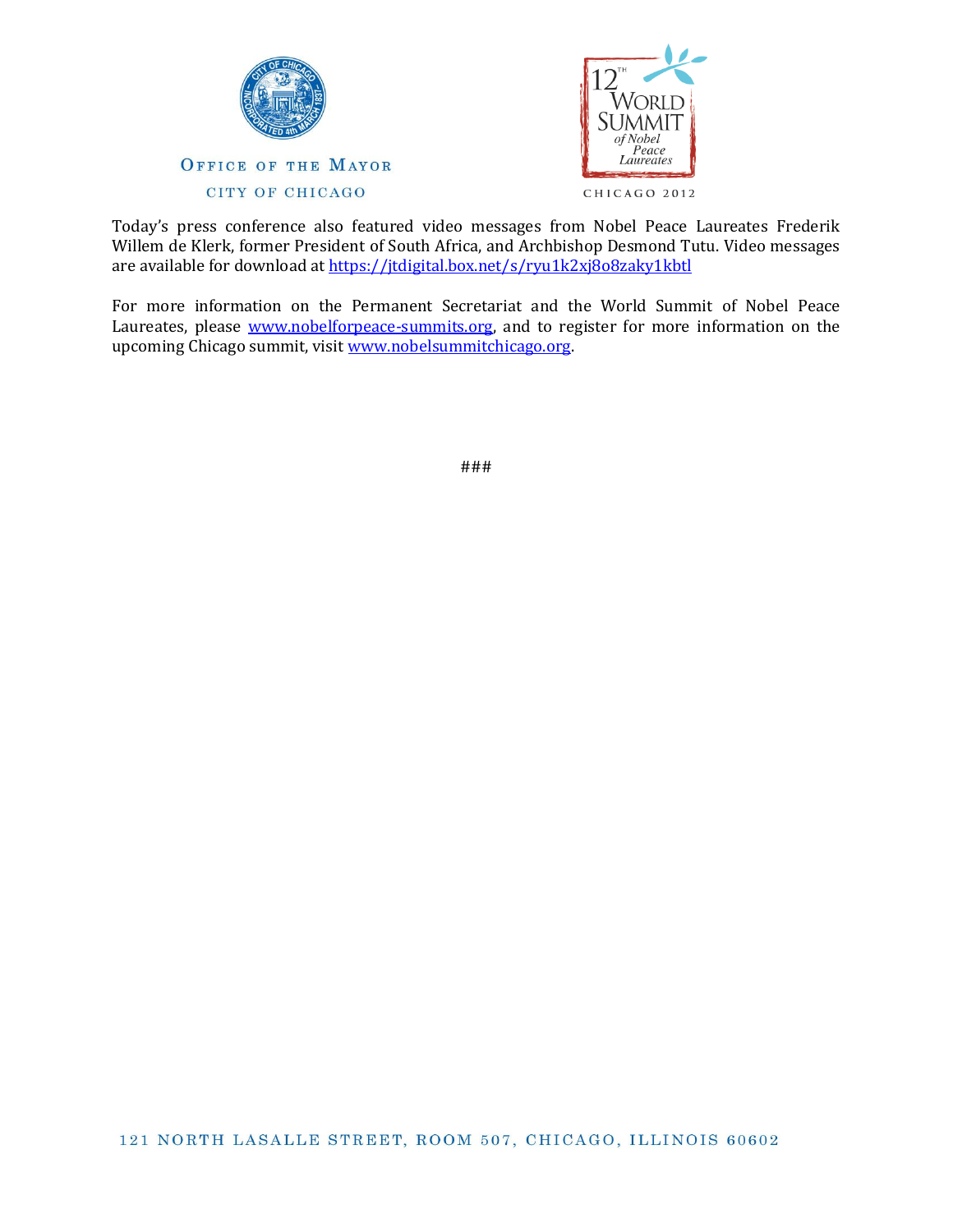Today's press conference also featured video messages from Nobel Peace Laureates Frederik Willem de Klerk, former President of South Africa, and Archbishop Desmond Tutu. Video messages are available for download at https://jtdigital.box.net/s/ryu1k2xj8o8zaky1kbtl

For more information on the Permanent Secretariat and the World Summit of Nobel Peace Laureates, please www.nobelforpeace-summits.org, and to register for more information on the upcoming Chicago summit, visit www.nobelsummitchicago.org.

###